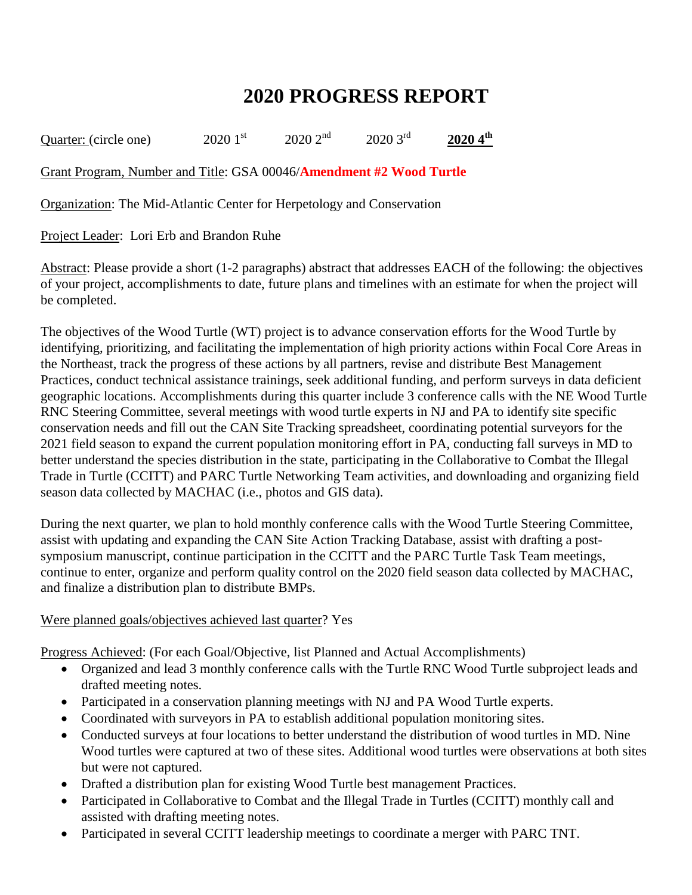# 2020 PROGRESS REPORT

Quarter: (circle one) 2020 1st 2020 2nd 2020 3rd **2020 4th**

Grant Program, Number and Title: GSA 00046/**Amendment #2 Wood Turtle**

Organization: The Mid-Atlantic Center for Herpetology and Conservation

Project Leader: Lori Erb and Brandon Ruhe

Abstract: Please provide a short (1-2 paragraphs) abstract that addresses EACH of the following: the objectives of your project, accomplishments to date, future plans and timelines with an estimate for when the project will be completed.

The objectives of the Wood Turtle (WT) project is to advance conservation efforts for the Wood Turtle by identifying, prioritizing, and facilitating the implementation of high priority actions within Focal Core Areas in the Northeast, track the progress of these actions by all partners, revise and distribute Best Management Practices, conduct technical assistance trainings, seek additional funding, and perform surveys in data deficient geographic locations. Accomplishments during this quarter include 3 conference calls with the NE Wood Turtle RNC Steering Committee, several meetings with wood turtle experts in NJ and PA to identify site specific conservation needs and fill out the CAN Site Tracking spreadsheet, coordinating potential surveyors for the 2021 field season to expand the current population monitoring effort in PA, conducting fall surveys in MD to better understand the species distribution in the state, participating in the Collaborative to Combat the Illegal Trade in Turtle (CCITT) and PARC Turtle Networking Team activities, and downloading and organizing field season data collected by MACHAC (i.e., photos and GIS data).

During the next quarter, we plan to hold monthly conference calls with the Wood Turtle Steering Committee, assist with updating and expanding the CAN Site Action Tracking Database, assist with drafting a post-symposium manuscript, continue participation in the CCITT and the PARC Turtle Task Team meetings, continue to enter, organize and perform quality control on the 2020 field season data collected by MACHAC, and finalize a distribution plan to distribute BMPs.

Were planned goals/objectives achieved last quarter? Yes

Progress Achieved: (For each Goal/Objective, list Planned and Actual Accomplishments)

- Organized and lead 3 monthly conference calls with the Turtle RNC Wood Turtle subproject leads and drafted meeting notes.
- Participated in a conservation planning meetings with NJ and PA Wood Turtle experts.
- Coordinated with surveyors in PA to establish additional population monitoring sites.
- Conducted surveys at four locations to better understand the distribution of wood turtles in MD. Nine Wood turtles were captured at two of these sites. Additional wood turtles were observations at both sites but were not captured.
- Drafted a distribution plan for existing Wood Turtle best management Practices.
- Participated in Collaborative to Combat and the Illegal Trade in Turtles (CCITT) monthly call and assisted with drafting meeting notes.
- Participated in several CCITT leadership meetings to coordinate a merger with PARC TNT.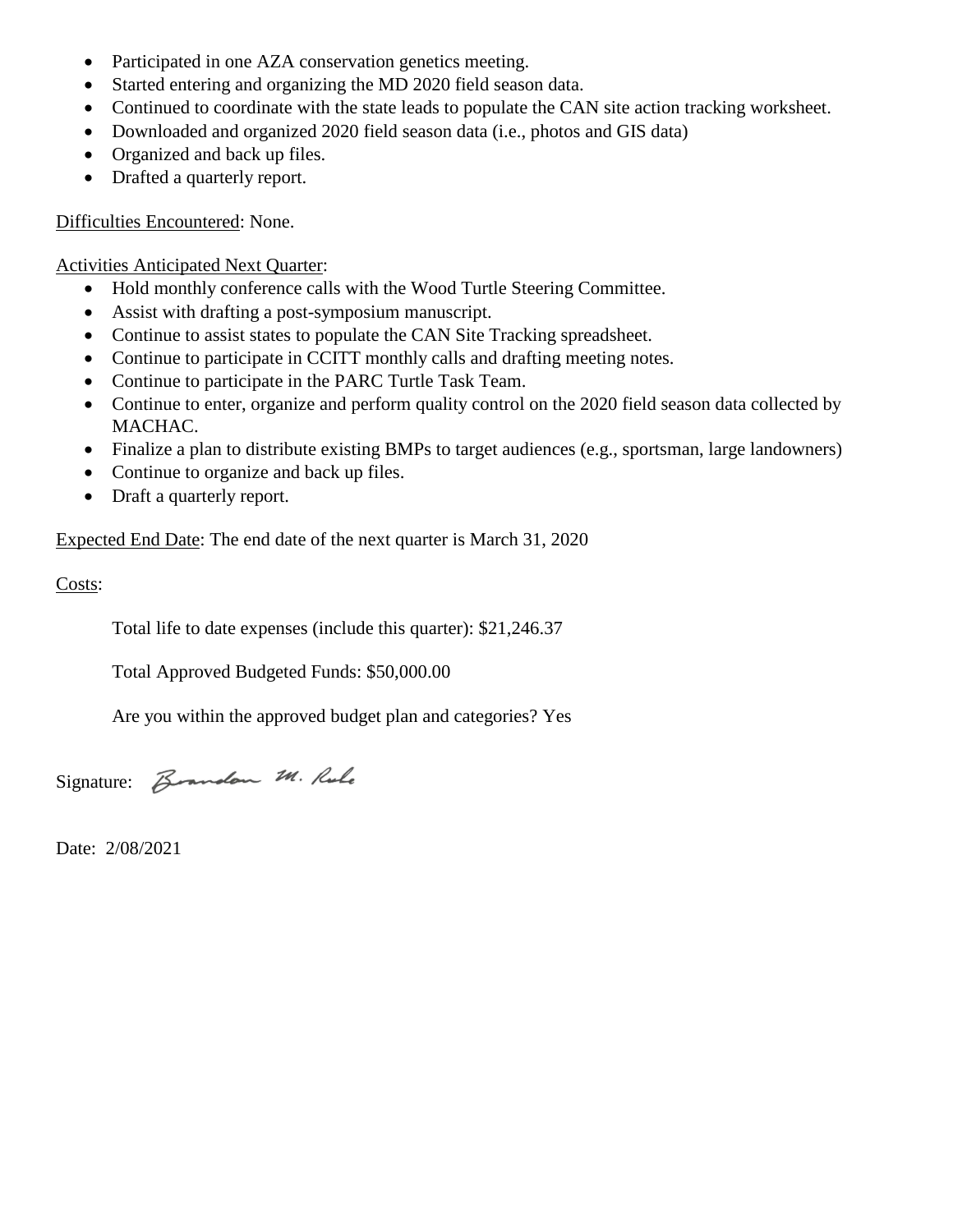- Participated in one AZA conservation genetics meeting.
- Started entering and organizing the MD 2020 field season data.
- Continued to coordinate with the state leads to populate the CAN site action tracking worksheet.
- Downloaded and organized 2020 field season data (i.e., photos and GIS data)
- Organized and back up files.
- Drafted a quarterly report.

Difficulties Encountered: None.

Activities Anticipated Next Quarter:

- Hold monthly conference calls with the Wood Turtle Steering Committee.
- Assist with drafting a post-symposium manuscript.
- Continue to assist states to populate the CAN Site Tracking spreadsheet.
- Continue to participate in CCITT monthly calls and drafting meeting notes.
- Continue to participate in the PARC Turtle Task Team.
- Continue to enter, organize and perform quality control on the 2020 field season data collected by MACHAC.
- Finalize a plan to distribute existing BMPs to target audiences (e.g., sportsman, large landowners)
- Continue to organize and back up files.
- Draft a quarterly report.

Expected End Date: The end date of the next quarter is March 31, 2020

Costs:

Total life to date expenses (include this quarter): $21,246.37

Total Approved Budgeted Funds: $50,000.00

Are you within the approved budget plan and categories? Yes

Signature: Brandon M. Ruhe

Date: 2/08/2021